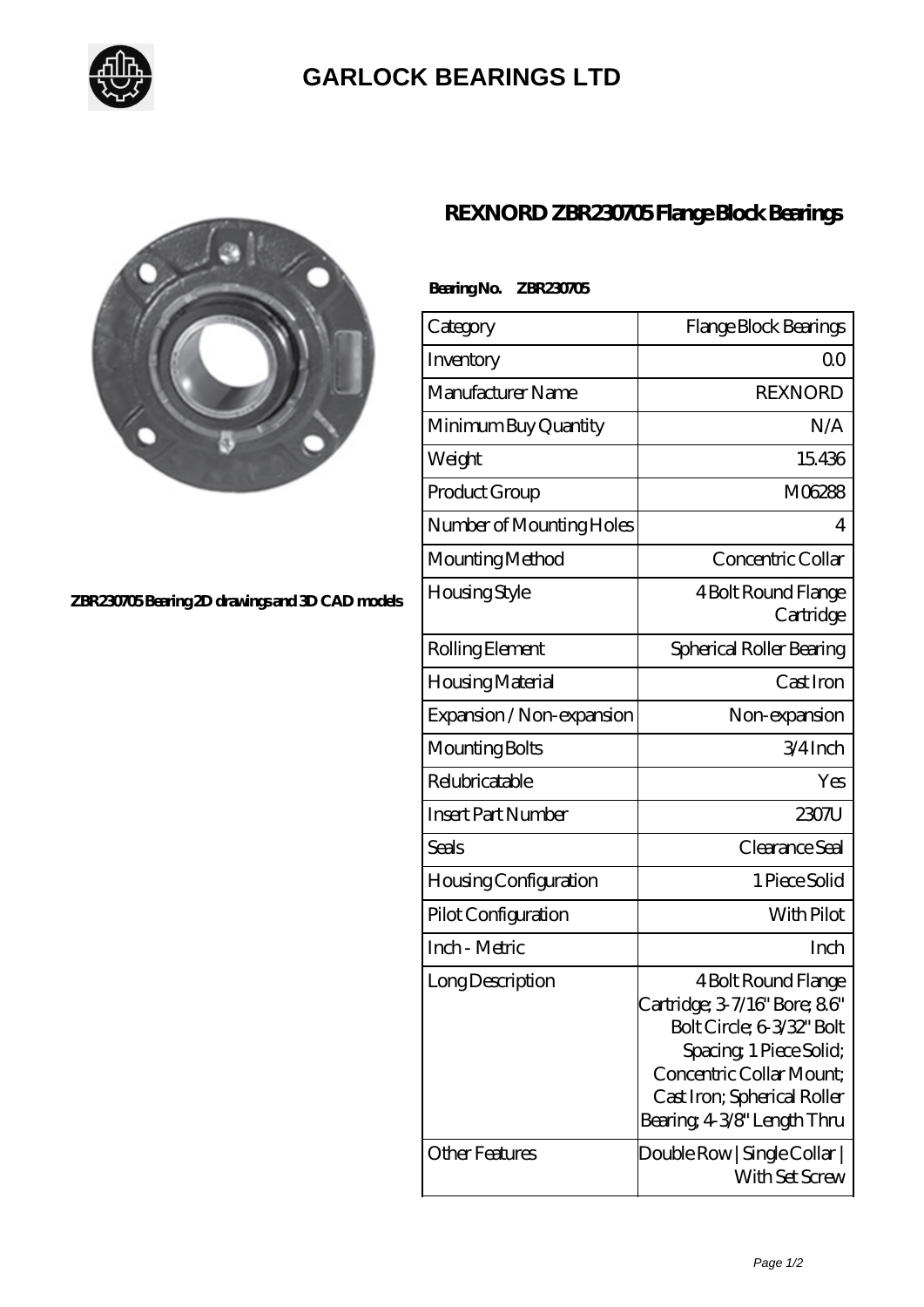# GARLOCK BEARINGS LTD

ZBR230705 Bearing 2D drawings and 3D CAD models

## REXNORD ZBR230705 Flange Block Bearings

**Bearing No. ZBR230705**

| Category | Flange Block Bearings |
|---|---|
| Inventory | 0.0 |
| Manufacturer Name | REXNORD |
| Minimum Buy Quantity | N/A |
| Weight | 15.436 |
| Product Group | M06288 |
| Number of Mounting Holes | 4 |
| Mounting Method | Concentric Collar |
| Housing Style | 4 Bolt Round Flange Cartridge |
| Rolling Element | Spherical Roller Bearing |
| Housing Material | Cast Iron |
| Expansion / Non-expansion | Non-expansion |
| Mounting Bolts | 3/4 Inch |
| Relubricatable | Yes |
| Insert Part Number | 2307U |
| Seals | Clearance Seal |
| Housing Configuration | 1 Piece Solid |
| Pilot Configuration | With Pilot |
| Inch - Metric | Inch |
| Long Description | 4 Bolt Round Flange Cartridge; 3-7/16" Bore; 8.6" Bolt Circle; 6-3/32" Bolt Spacing; 1 Piece Solid; Concentric Collar Mount; Cast Iron; Spherical Roller Bearing; 4-3/8" Length Thru |
| Other Features | Double Row \| Single Collar \| With Set Screw |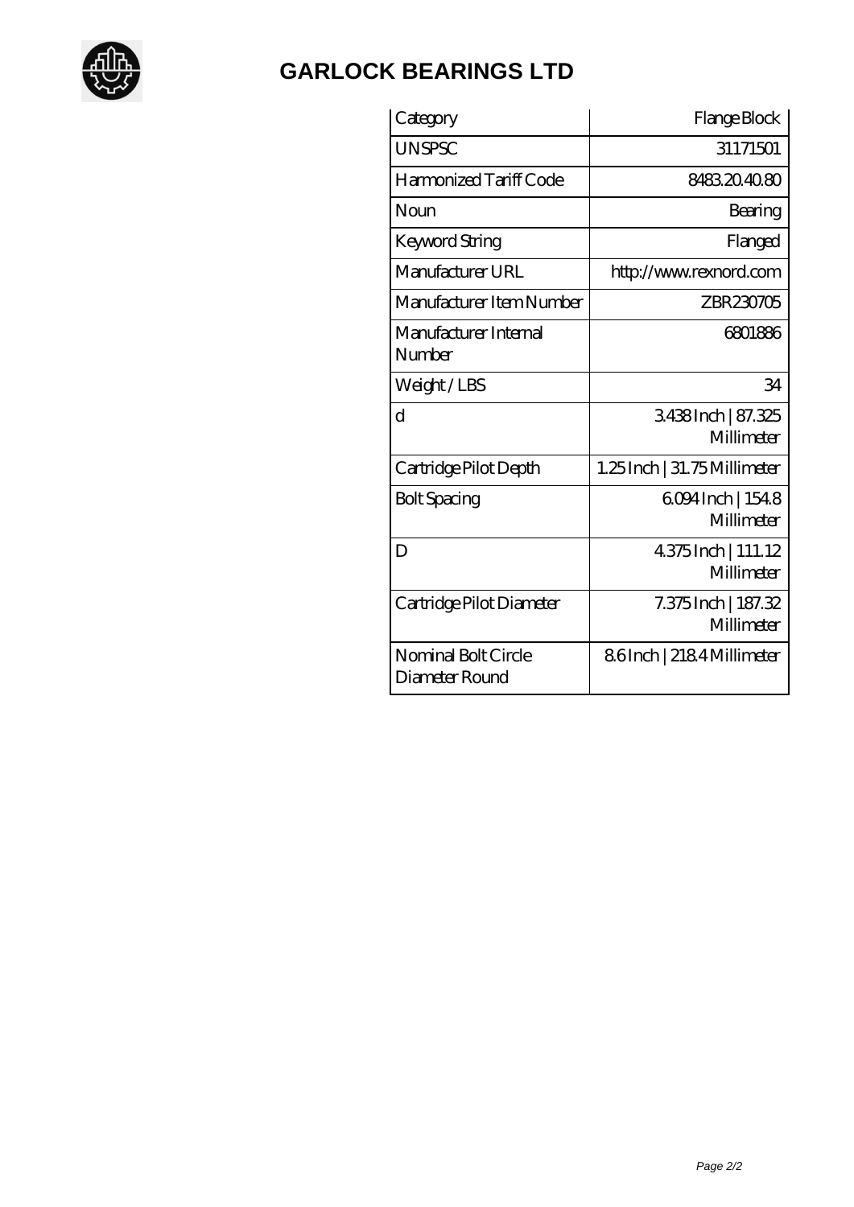# GARLOCK BEARINGS LTD

| | |
|---|---|
| Category | Flange Block |
| UNSPSC | 31171501 |
| Harmonized Tariff Code | 8483.20.40.80 |
| Noun | Bearing |
| Keyword String | Flanged |
| Manufacturer URL | http://www.rexnord.com |
| Manufacturer Item Number | ZBR230705 |
| Manufacturer Internal Number | 6801886 |
| Weight / LBS | 34 |
| d | 3.438 Inch \| 87.325 Millimeter |
| Cartridge Pilot Depth | 1.25 Inch \| 31.75 Millimeter |
| Bolt Spacing | 6.094 Inch \| 154.8 Millimeter |
| D | 4.375 Inch \| 111.12 Millimeter |
| Cartridge Pilot Diameter | 7.375 Inch \| 187.32 Millimeter |
| Nominal Bolt Circle Diameter Round | 8.6 Inch \| 218.4 Millimeter |